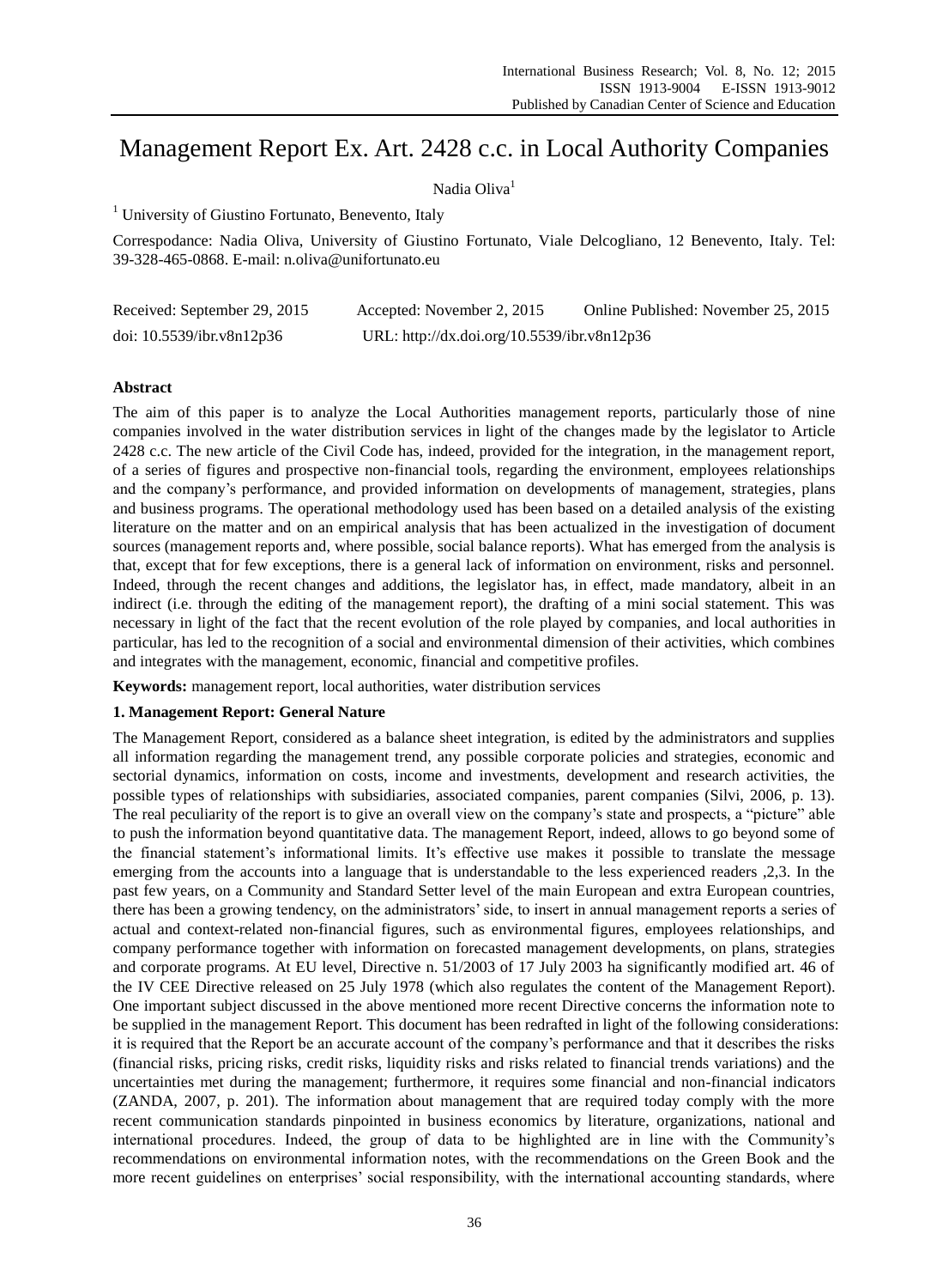# Management Report Ex. Art. 2428 c.c. in Local Authority Companies

Nadia Oliva[1]

[1] University of Giustino Fortunato, Benevento, Italy

Correspodance: Nadia Oliva, University of Giustino Fortunato, Viale Delcogliano, 12 Benevento, Italy. Tel: 39-328-465-0868. E-mail: n.oliva@unifortunato.eu

Received: September 29, 2015  Accepted: November 2, 2015  Online Published: November 25, 2015

doi: 10.5539/ibr.v8n12p36  URL: http://dx.doi.org/10.5539/ibr.v8n12p36

## Abstract

The aim of this paper is to analyze the Local Authorities management reports, particularly those of nine companies involved in the water distribution services in light of the changes made by the legislator to Article 2428 c.c. The new article of the Civil Code has, indeed, provided for the integration, in the management report, of a series of figures and prospective non-financial tools, regarding the environment, employees relationships and the company's performance, and provided information on developments of management, strategies, plans and business programs. The operational methodology used has been based on a detailed analysis of the existing literature on the matter and on an empirical analysis that has been actualized in the investigation of document sources (management reports and, where possible, social balance reports). What has emerged from the analysis is that, except that for few exceptions, there is a general lack of information on environment, risks and personnel. Indeed, through the recent changes and additions, the legislator has, in effect, made mandatory, albeit in an indirect (i.e. through the editing of the management report), the drafting of a mini social statement. This was necessary in light of the fact that the recent evolution of the role played by companies, and local authorities in particular, has led to the recognition of a social and environmental dimension of their activities, which combines and integrates with the management, economic, financial and competitive profiles.

**Keywords:** management report, local authorities, water distribution services

## 1. Management Report: General Nature

The Management Report, considered as a balance sheet integration, is edited by the administrators and supplies all information regarding the management trend, any possible corporate policies and strategies, economic and sectorial dynamics, information on costs, income and investments, development and research activities, the possible types of relationships with subsidiaries, associated companies, parent companies (Silvi, 2006, p. 13). The real peculiarity of the report is to give an overall view on the company's state and prospects, a "picture" able to push the information beyond quantitative data. The management Report, indeed, allows to go beyond some of the financial statement's informational limits. It's effective use makes it possible to translate the message emerging from the accounts into a language that is understandable to the less experienced readers ,2,3. In the past few years, on a Community and Standard Setter level of the main European and extra European countries, there has been a growing tendency, on the administrators' side, to insert in annual management reports a series of actual and context-related non-financial figures, such as environmental figures, employees relationships, and company performance together with information on forecasted management developments, on plans, strategies and corporate programs. At EU level, Directive n. 51/2003 of 17 July 2003 ha significantly modified art. 46 of the IV CEE Directive released on 25 July 1978 (which also regulates the content of the Management Report). One important subject discussed in the above mentioned more recent Directive concerns the information note to be supplied in the management Report. This document has been redrafted in light of the following considerations: it is required that the Report be an accurate account of the company's performance and that it describes the risks (financial risks, pricing risks, credit risks, liquidity risks and risks related to financial trends variations) and the uncertainties met during the management; furthermore, it requires some financial and non-financial indicators (ZANDA, 2007, p. 201). The information about management that are required today comply with the more recent communication standards pinpointed in business economics by literature, organizations, national and international procedures. Indeed, the group of data to be highlighted are in line with the Community's recommendations on environmental information notes, with the recommendations on the Green Book and the more recent guidelines on enterprises' social responsibility, with the international accounting standards, where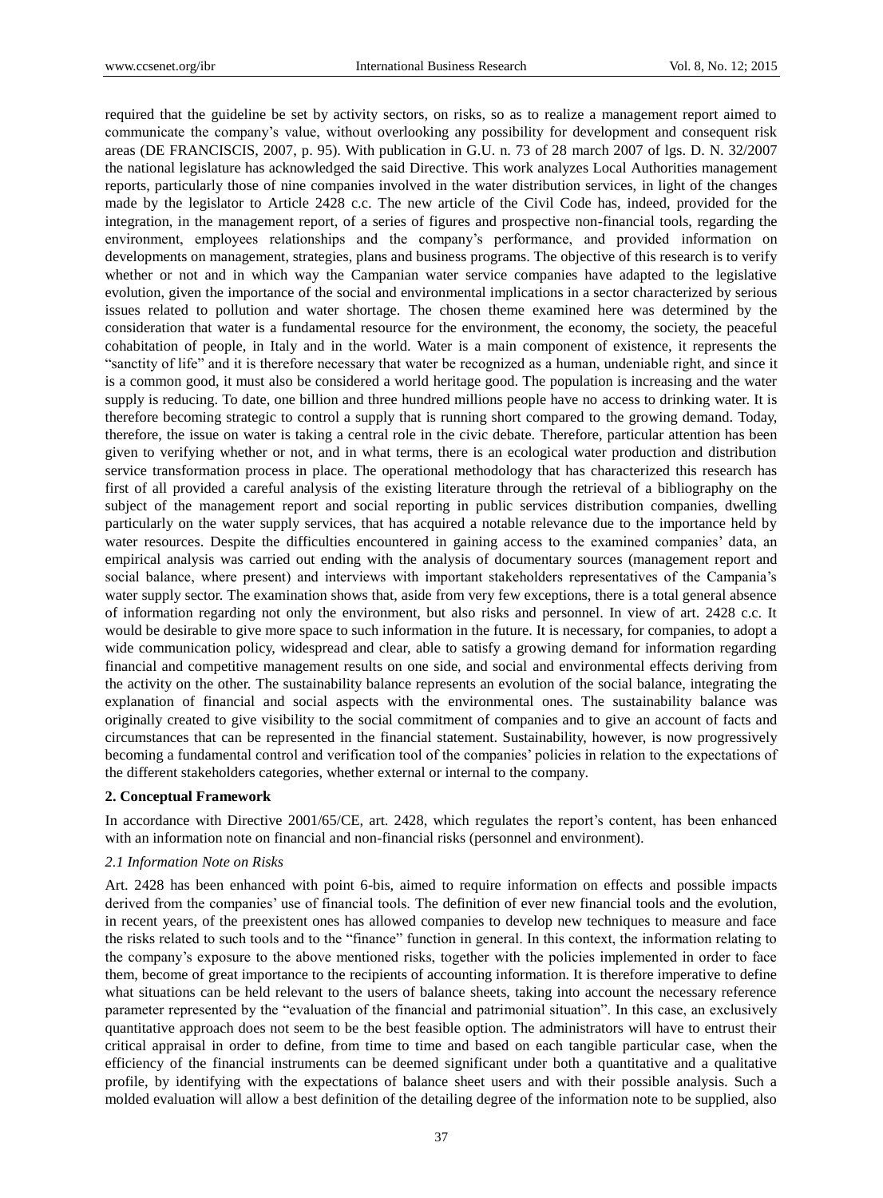required that the guideline be set by activity sectors, on risks, so as to realize a management report aimed to communicate the company's value, without overlooking any possibility for development and consequent risk areas (DE FRANCISCIS, 2007, p. 95). With publication in G.U. n. 73 of 28 march 2007 of lgs. D. N. 32/2007 the national legislature has acknowledged the said Directive. This work analyzes Local Authorities management reports, particularly those of nine companies involved in the water distribution services, in light of the changes made by the legislator to Article 2428 c.c. The new article of the Civil Code has, indeed, provided for the integration, in the management report, of a series of figures and prospective non-financial tools, regarding the environment, employees relationships and the company's performance, and provided information on developments on management, strategies, plans and business programs. The objective of this research is to verify whether or not and in which way the Campanian water service companies have adapted to the legislative evolution, given the importance of the social and environmental implications in a sector characterized by serious issues related to pollution and water shortage. The chosen theme examined here was determined by the consideration that water is a fundamental resource for the environment, the economy, the society, the peaceful cohabitation of people, in Italy and in the world. Water is a main component of existence, it represents the "sanctity of life" and it is therefore necessary that water be recognized as a human, undeniable right, and since it is a common good, it must also be considered a world heritage good. The population is increasing and the water supply is reducing. To date, one billion and three hundred millions people have no access to drinking water. It is therefore becoming strategic to control a supply that is running short compared to the growing demand. Today, therefore, the issue on water is taking a central role in the civic debate. Therefore, particular attention has been given to verifying whether or not, and in what terms, there is an ecological water production and distribution service transformation process in place. The operational methodology that has characterized this research has first of all provided a careful analysis of the existing literature through the retrieval of a bibliography on the subject of the management report and social reporting in public services distribution companies, dwelling particularly on the water supply services, that has acquired a notable relevance due to the importance held by water resources. Despite the difficulties encountered in gaining access to the examined companies' data, an empirical analysis was carried out ending with the analysis of documentary sources (management report and social balance, where present) and interviews with important stakeholders representatives of the Campania's water supply sector. The examination shows that, aside from very few exceptions, there is a total general absence of information regarding not only the environment, but also risks and personnel. In view of art. 2428 c.c. It would be desirable to give more space to such information in the future. It is necessary, for companies, to adopt a wide communication policy, widespread and clear, able to satisfy a growing demand for information regarding financial and competitive management results on one side, and social and environmental effects deriving from the activity on the other. The sustainability balance represents an evolution of the social balance, integrating the explanation of financial and social aspects with the environmental ones. The sustainability balance was originally created to give visibility to the social commitment of companies and to give an account of facts and circumstances that can be represented in the financial statement. Sustainability, however, is now progressively becoming a fundamental control and verification tool of the companies' policies in relation to the expectations of the different stakeholders categories, whether external or internal to the company.

## 2. Conceptual Framework

In accordance with Directive 2001/65/CE, art. 2428, which regulates the report's content, has been enhanced with an information note on financial and non-financial risks (personnel and environment).

### *2.1 Information Note on Risks*

Art. 2428 has been enhanced with point 6-bis, aimed to require information on effects and possible impacts derived from the companies' use of financial tools. The definition of ever new financial tools and the evolution, in recent years, of the preexistent ones has allowed companies to develop new techniques to measure and face the risks related to such tools and to the "finance" function in general. In this context, the information relating to the company's exposure to the above mentioned risks, together with the policies implemented in order to face them, become of great importance to the recipients of accounting information. It is therefore imperative to define what situations can be held relevant to the users of balance sheets, taking into account the necessary reference parameter represented by the "evaluation of the financial and patrimonial situation". In this case, an exclusively quantitative approach does not seem to be the best feasible option. The administrators will have to entrust their critical appraisal in order to define, from time to time and based on each tangible particular case, when the efficiency of the financial instruments can be deemed significant under both a quantitative and a qualitative profile, by identifying with the expectations of balance sheet users and with their possible analysis. Such a molded evaluation will allow a best definition of the detailing degree of the information note to be supplied, also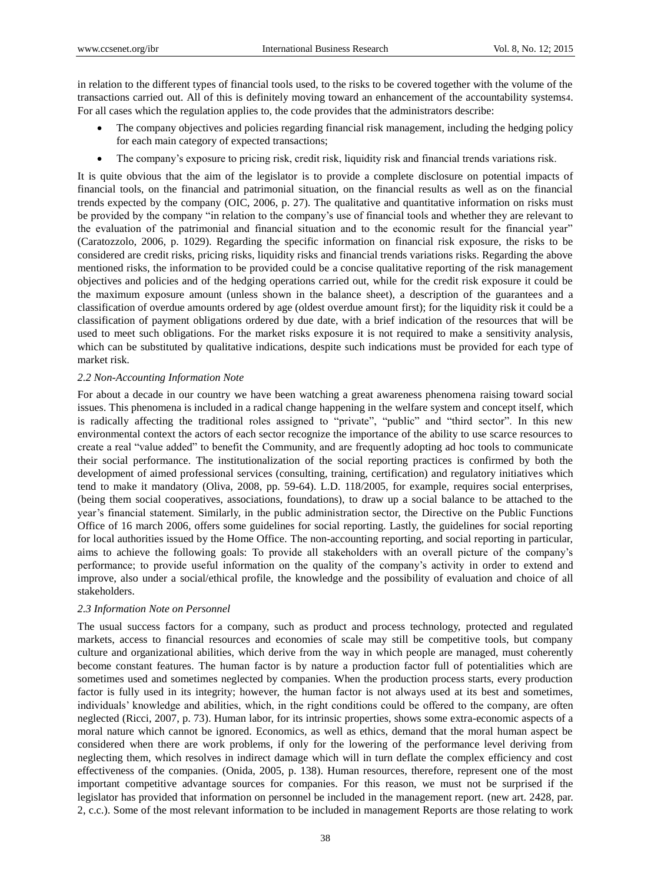in relation to the different types of financial tools used, to the risks to be covered together with the volume of the transactions carried out. All of this is definitely moving toward an enhancement of the accountability systems[4]. For all cases which the regulation applies to, the code provides that the administrators describe:

- The company objectives and policies regarding financial risk management, including the hedging policy for each main category of expected transactions;
- The company's exposure to pricing risk, credit risk, liquidity risk and financial trends variations risk.

It is quite obvious that the aim of the legislator is to provide a complete disclosure on potential impacts of financial tools, on the financial and patrimonial situation, on the financial results as well as on the financial trends expected by the company (OIC, 2006, p. 27). The qualitative and quantitative information on risks must be provided by the company "in relation to the company's use of financial tools and whether they are relevant to the evaluation of the patrimonial and financial situation and to the economic result for the financial year" (Caratozzolo, 2006, p. 1029). Regarding the specific information on financial risk exposure, the risks to be considered are credit risks, pricing risks, liquidity risks and financial trends variations risks. Regarding the above mentioned risks, the information to be provided could be a concise qualitative reporting of the risk management objectives and policies and of the hedging operations carried out, while for the credit risk exposure it could be the maximum exposure amount (unless shown in the balance sheet), a description of the guarantees and a classification of overdue amounts ordered by age (oldest overdue amount first); for the liquidity risk it could be a classification of payment obligations ordered by due date, with a brief indication of the resources that will be used to meet such obligations. For the market risks exposure it is not required to make a sensitivity analysis, which can be substituted by qualitative indications, despite such indications must be provided for each type of market risk.

### *2.2 Non-Accounting Information Note*

For about a decade in our country we have been watching a great awareness phenomena raising toward social issues. This phenomena is included in a radical change happening in the welfare system and concept itself, which is radically affecting the traditional roles assigned to "private", "public" and "third sector". In this new environmental context the actors of each sector recognize the importance of the ability to use scarce resources to create a real "value added" to benefit the Community, and are frequently adopting ad hoc tools to communicate their social performance. The institutionalization of the social reporting practices is confirmed by both the development of aimed professional services (consulting, training, certification) and regulatory initiatives which tend to make it mandatory (Oliva, 2008, pp. 59-64). L.D. 118/2005, for example, requires social enterprises, (being them social cooperatives, associations, foundations), to draw up a social balance to be attached to the year's financial statement. Similarly, in the public administration sector, the Directive on the Public Functions Office of 16 march 2006, offers some guidelines for social reporting. Lastly, the guidelines for social reporting for local authorities issued by the Home Office. The non-accounting reporting, and social reporting in particular, aims to achieve the following goals: To provide all stakeholders with an overall picture of the company's performance; to provide useful information on the quality of the company's activity in order to extend and improve, also under a social/ethical profile, the knowledge and the possibility of evaluation and choice of all stakeholders.

### *2.3 Information Note on Personnel*

The usual success factors for a company, such as product and process technology, protected and regulated markets, access to financial resources and economies of scale may still be competitive tools, but company culture and organizational abilities, which derive from the way in which people are managed, must coherently become constant features. The human factor is by nature a production factor full of potentialities which are sometimes used and sometimes neglected by companies. When the production process starts, every production factor is fully used in its integrity; however, the human factor is not always used at its best and sometimes, individuals' knowledge and abilities, which, in the right conditions could be offered to the company, are often neglected (Ricci, 2007, p. 73). Human labor, for its intrinsic properties, shows some extra-economic aspects of a moral nature which cannot be ignored. Economics, as well as ethics, demand that the moral human aspect be considered when there are work problems, if only for the lowering of the performance level deriving from neglecting them, which resolves in indirect damage which will in turn deflate the complex efficiency and cost effectiveness of the companies. (Onida, 2005, p. 138). Human resources, therefore, represent one of the most important competitive advantage sources for companies. For this reason, we must not be surprised if the legislator has provided that information on personnel be included in the management report. (new art. 2428, par. 2, c.c.). Some of the most relevant information to be included in management Reports are those relating to work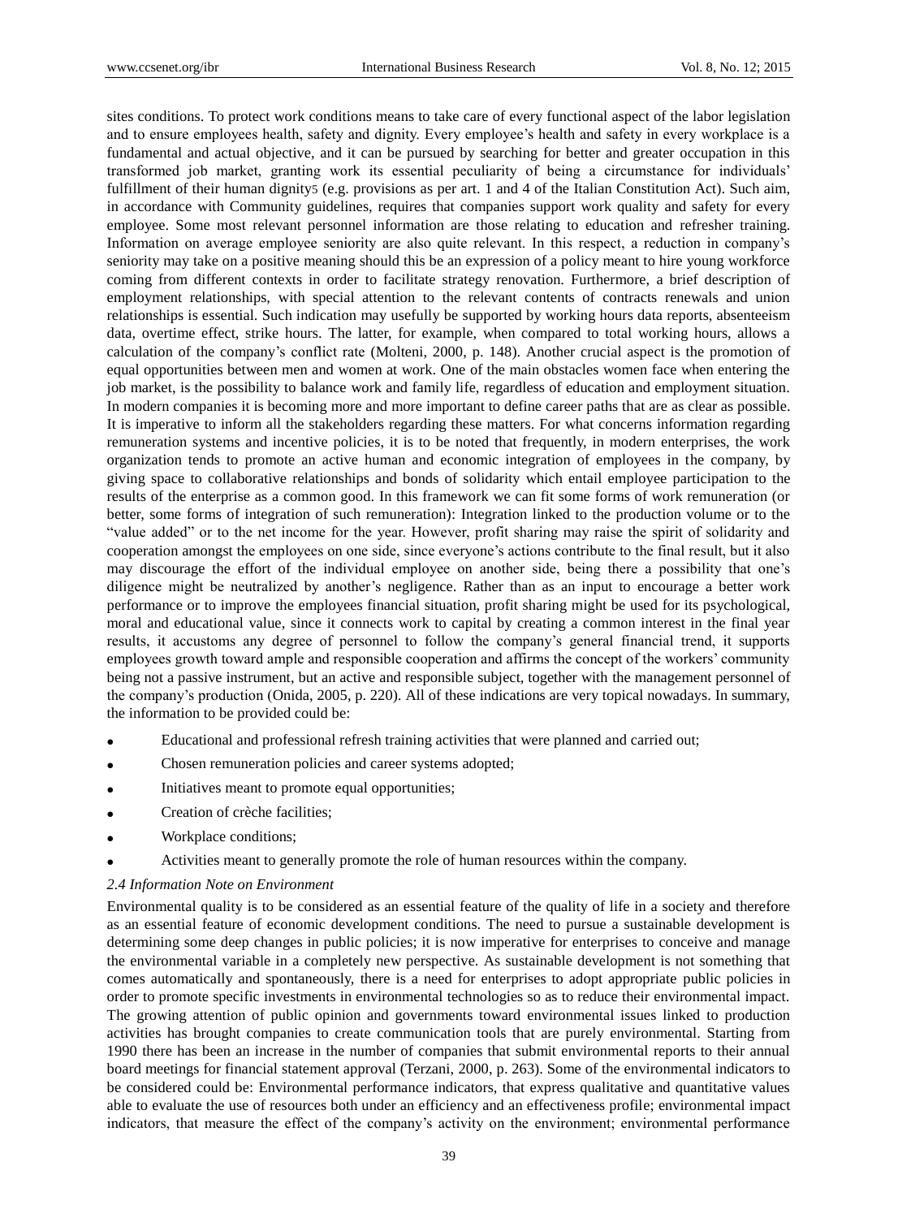sites conditions. To protect work conditions means to take care of every functional aspect of the labor legislation and to ensure employees health, safety and dignity. Every employee's health and safety in every workplace is a fundamental and actual objective, and it can be pursued by searching for better and greater occupation in this transformed job market, granting work its essential peculiarity of being a circumstance for individuals' fulfillment of their human dignity[5] (e.g. provisions as per art. 1 and 4 of the Italian Constitution Act). Such aim, in accordance with Community guidelines, requires that companies support work quality and safety for every employee. Some most relevant personnel information are those relating to education and refresher training. Information on average employee seniority are also quite relevant. In this respect, a reduction in company's seniority may take on a positive meaning should this be an expression of a policy meant to hire young workforce coming from different contexts in order to facilitate strategy renovation. Furthermore, a brief description of employment relationships, with special attention to the relevant contents of contracts renewals and union relationships is essential. Such indication may usefully be supported by working hours data reports, absenteeism data, overtime effect, strike hours. The latter, for example, when compared to total working hours, allows a calculation of the company's conflict rate (Molteni, 2000, p. 148). Another crucial aspect is the promotion of equal opportunities between men and women at work. One of the main obstacles women face when entering the job market, is the possibility to balance work and family life, regardless of education and employment situation. In modern companies it is becoming more and more important to define career paths that are as clear as possible. It is imperative to inform all the stakeholders regarding these matters. For what concerns information regarding remuneration systems and incentive policies, it is to be noted that frequently, in modern enterprises, the work organization tends to promote an active human and economic integration of employees in the company, by giving space to collaborative relationships and bonds of solidarity which entail employee participation to the results of the enterprise as a common good. In this framework we can fit some forms of work remuneration (or better, some forms of integration of such remuneration): Integration linked to the production volume or to the "value added" or to the net income for the year. However, profit sharing may raise the spirit of solidarity and cooperation amongst the employees on one side, since everyone's actions contribute to the final result, but it also may discourage the effort of the individual employee on another side, being there a possibility that one's diligence might be neutralized by another's negligence. Rather than as an input to encourage a better work performance or to improve the employees financial situation, profit sharing might be used for its psychological, moral and educational value, since it connects work to capital by creating a common interest in the final year results, it accustoms any degree of personnel to follow the company's general financial trend, it supports employees growth toward ample and responsible cooperation and affirms the concept of the workers' community being not a passive instrument, but an active and responsible subject, together with the management personnel of the company's production (Onida, 2005, p. 220). All of these indications are very topical nowadays. In summary, the information to be provided could be:

- Educational and professional refresh training activities that were planned and carried out;
- Chosen remuneration policies and career systems adopted;
- Initiatives meant to promote equal opportunities;
- Creation of crèche facilities;
- Workplace conditions;
- Activities meant to generally promote the role of human resources within the company.

### *2.4 Information Note on Environment*

Environmental quality is to be considered as an essential feature of the quality of life in a society and therefore as an essential feature of economic development conditions. The need to pursue a sustainable development is determining some deep changes in public policies; it is now imperative for enterprises to conceive and manage the environmental variable in a completely new perspective. As sustainable development is not something that comes automatically and spontaneously, there is a need for enterprises to adopt appropriate public policies in order to promote specific investments in environmental technologies so as to reduce their environmental impact. The growing attention of public opinion and governments toward environmental issues linked to production activities has brought companies to create communication tools that are purely environmental. Starting from 1990 there has been an increase in the number of companies that submit environmental reports to their annual board meetings for financial statement approval (Terzani, 2000, p. 263). Some of the environmental indicators to be considered could be: Environmental performance indicators, that express qualitative and quantitative values able to evaluate the use of resources both under an efficiency and an effectiveness profile; environmental impact indicators, that measure the effect of the company's activity on the environment; environmental performance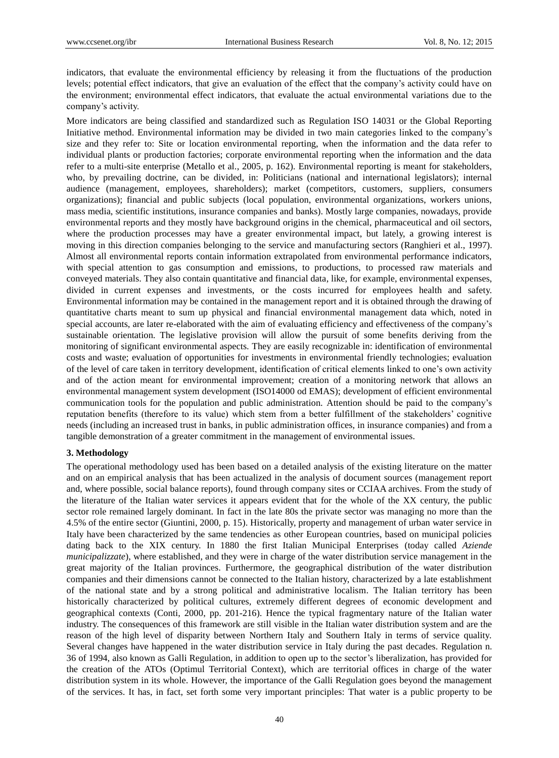indicators, that evaluate the environmental efficiency by releasing it from the fluctuations of the production levels; potential effect indicators, that give an evaluation of the effect that the company's activity could have on the environment; environmental effect indicators, that evaluate the actual environmental variations due to the company's activity.

More indicators are being classified and standardized such as Regulation ISO 14031 or the Global Reporting Initiative method. Environmental information may be divided in two main categories linked to the company's size and they refer to: Site or location environmental reporting, when the information and the data refer to individual plants or production factories; corporate environmental reporting when the information and the data refer to a multi-site enterprise (Metallo et al., 2005, p. 162). Environmental reporting is meant for stakeholders, who, by prevailing doctrine, can be divided, in: Politicians (national and international legislators); internal audience (management, employees, shareholders); market (competitors, customers, suppliers, consumers organizations); financial and public subjects (local population, environmental organizations, workers unions, mass media, scientific institutions, insurance companies and banks). Mostly large companies, nowadays, provide environmental reports and they mostly have background origins in the chemical, pharmaceutical and oil sectors, where the production processes may have a greater environmental impact, but lately, a growing interest is moving in this direction companies belonging to the service and manufacturing sectors (Ranghieri et al., 1997). Almost all environmental reports contain information extrapolated from environmental performance indicators, with special attention to gas consumption and emissions, to productions, to processed raw materials and conveyed materials. They also contain quantitative and financial data, like, for example, environmental expenses, divided in current expenses and investments, or the costs incurred for employees health and safety. Environmental information may be contained in the management report and it is obtained through the drawing of quantitative charts meant to sum up physical and financial environmental management data which, noted in special accounts, are later re-elaborated with the aim of evaluating efficiency and effectiveness of the company's sustainable orientation. The legislative provision will allow the pursuit of some benefits deriving from the monitoring of significant environmental aspects. They are easily recognizable in: identification of environmental costs and waste; evaluation of opportunities for investments in environmental friendly technologies; evaluation of the level of care taken in territory development, identification of critical elements linked to one's own activity and of the action meant for environmental improvement; creation of a monitoring network that allows an environmental management system development (ISO14000 od EMAS); development of efficient environmental communication tools for the population and public administration. Attention should be paid to the company's reputation benefits (therefore to its value) which stem from a better fulfillment of the stakeholders' cognitive needs (including an increased trust in banks, in public administration offices, in insurance companies) and from a tangible demonstration of a greater commitment in the management of environmental issues.

### 3. Methodology

The operational methodology used has been based on a detailed analysis of the existing literature on the matter and on an empirical analysis that has been actualized in the analysis of document sources (management report and, where possible, social balance reports), found through company sites or CCIAA archives. From the study of the literature of the Italian water services it appears evident that for the whole of the XX century, the public sector role remained largely dominant. In fact in the late 80s the private sector was managing no more than the 4.5% of the entire sector (Giuntini, 2000, p. 15). Historically, property and management of urban water service in Italy have been characterized by the same tendencies as other European countries, based on municipal policies dating back to the XIX century. In 1880 the first Italian Municipal Enterprises (today called *Aziende municipalizzate*), where established, and they were in charge of the water distribution service management in the great majority of the Italian provinces. Furthermore, the geographical distribution of the water distribution companies and their dimensions cannot be connected to the Italian history, characterized by a late establishment of the national state and by a strong political and administrative localism. The Italian territory has been historically characterized by political cultures, extremely different degrees of economic development and geographical contexts (Conti, 2000, pp. 201-216). Hence the typical fragmentary nature of the Italian water industry. The consequences of this framework are still visible in the Italian water distribution system and are the reason of the high level of disparity between Northern Italy and Southern Italy in terms of service quality. Several changes have happened in the water distribution service in Italy during the past decades. Regulation n. 36 of 1994, also known as Galli Regulation, in addition to open up to the sector's liberalization, has provided for the creation of the ATOs (Optimul Territorial Context), which are territorial offices in charge of the water distribution system in its whole. However, the importance of the Galli Regulation goes beyond the management of the services. It has, in fact, set forth some very important principles: That water is a public property to be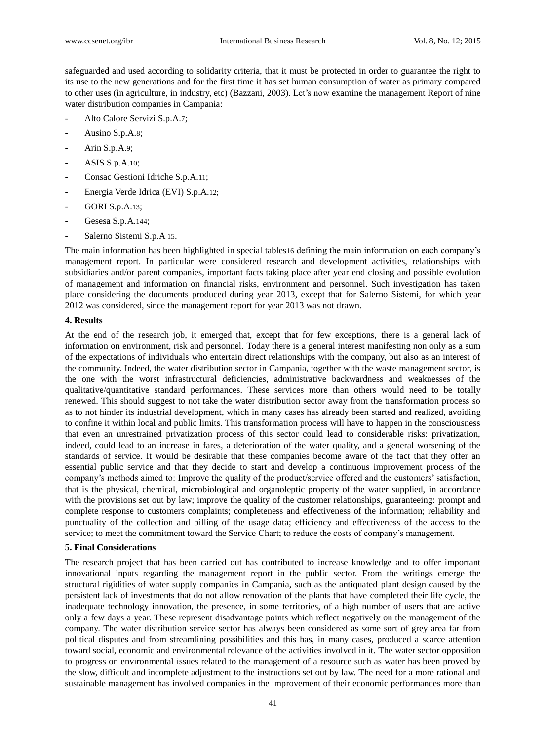safeguarded and used according to solidarity criteria, that it must be protected in order to guarantee the right to its use to the new generations and for the first time it has set human consumption of water as primary compared to other uses (in agriculture, in industry, etc) (Bazzani, 2003). Let's now examine the management Report of nine water distribution companies in Campania:

- Alto Calore Servizi S.p.A.[7];
- Ausino S.p.A.[8];
- Arin S.p.A.[9];
- ASIS S.p.A.[10];
- Consac Gestioni Idriche S.p.A.[11];
- Energia Verde Idrica (EVI) S.p.A.[12];
- GORI S.p.A.[13];
- Gesesa S.p.A.[144];
- Salerno Sistemi S.p.A [15].

The main information has been highlighted in special tables[16] defining the main information on each company's management report. In particular were considered research and development activities, relationships with subsidiaries and/or parent companies, important facts taking place after year end closing and possible evolution of management and information on financial risks, environment and personnel. Such investigation has taken place considering the documents produced during year 2013, except that for Salerno Sistemi, for which year 2012 was considered, since the management report for year 2013 was not drawn.

**4. Results**

At the end of the research job, it emerged that, except that for few exceptions, there is a general lack of information on environment, risk and personnel. Today there is a general interest manifesting non only as a sum of the expectations of individuals who entertain direct relationships with the company, but also as an interest of the community. Indeed, the water distribution sector in Campania, together with the waste management sector, is the one with the worst infrastructural deficiencies, administrative backwardness and weaknesses of the qualitative/quantitative standard performances. These services more than others would need to be totally renewed. This should suggest to not take the water distribution sector away from the transformation process so as to not hinder its industrial development, which in many cases has already been started and realized, avoiding to confine it within local and public limits. This transformation process will have to happen in the consciousness that even an unrestrained privatization process of this sector could lead to considerable risks: privatization, indeed, could lead to an increase in fares, a deterioration of the water quality, and a general worsening of the standards of service. It would be desirable that these companies become aware of the fact that they offer an essential public service and that they decide to start and develop a continuous improvement process of the company's methods aimed to: Improve the quality of the product/service offered and the customers' satisfaction, that is the physical, chemical, microbiological and organoleptic property of the water supplied, in accordance with the provisions set out by law; improve the quality of the customer relationships, guaranteeing: prompt and complete response to customers complaints; completeness and effectiveness of the information; reliability and punctuality of the collection and billing of the usage data; efficiency and effectiveness of the access to the service; to meet the commitment toward the Service Chart; to reduce the costs of company's management.

**5. Final Considerations**

The research project that has been carried out has contributed to increase knowledge and to offer important innovational inputs regarding the management report in the public sector. From the writings emerge the structural rigidities of water supply companies in Campania, such as the antiquated plant design caused by the persistent lack of investments that do not allow renovation of the plants that have completed their life cycle, the inadequate technology innovation, the presence, in some territories, of a high number of users that are active only a few days a year. These represent disadvantage points which reflect negatively on the management of the company. The water distribution service sector has always been considered as some sort of grey area far from political disputes and from streamlining possibilities and this has, in many cases, produced a scarce attention toward social, economic and environmental relevance of the activities involved in it. The water sector opposition to progress on environmental issues related to the management of a resource such as water has been proved by the slow, difficult and incomplete adjustment to the instructions set out by law. The need for a more rational and sustainable management has involved companies in the improvement of their economic performances more than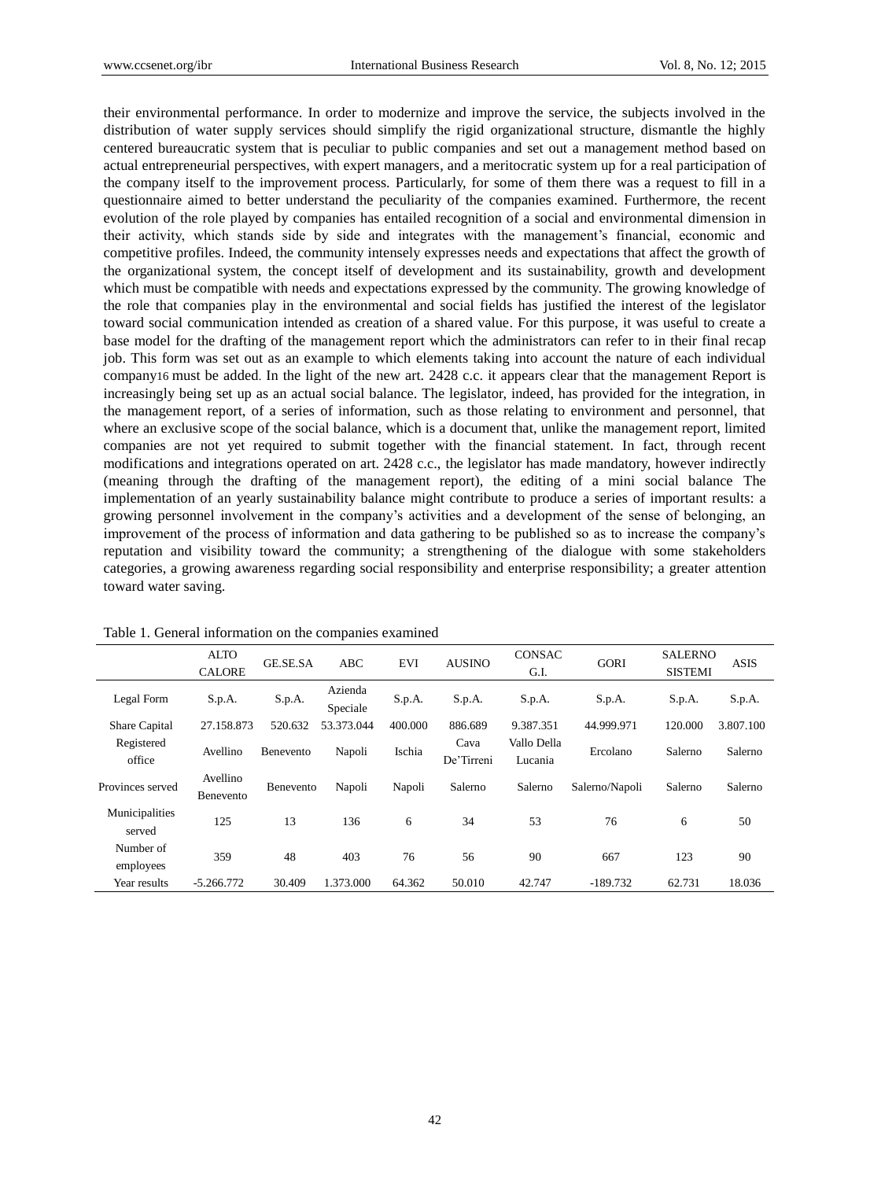their environmental performance. In order to modernize and improve the service, the subjects involved in the distribution of water supply services should simplify the rigid organizational structure, dismantle the highly centered bureaucratic system that is peculiar to public companies and set out a management method based on actual entrepreneurial perspectives, with expert managers, and a meritocratic system up for a real participation of the company itself to the improvement process. Particularly, for some of them there was a request to fill in a questionnaire aimed to better understand the peculiarity of the companies examined. Furthermore, the recent evolution of the role played by companies has entailed recognition of a social and environmental dimension in their activity, which stands side by side and integrates with the management's financial, economic and competitive profiles. Indeed, the community intensely expresses needs and expectations that affect the growth of the organizational system, the concept itself of development and its sustainability, growth and development which must be compatible with needs and expectations expressed by the community. The growing knowledge of the role that companies play in the environmental and social fields has justified the interest of the legislator toward social communication intended as creation of a shared value. For this purpose, it was useful to create a base model for the drafting of the management report which the administrators can refer to in their final recap job. This form was set out as an example to which elements taking into account the nature of each individual company[16] must be added. In the light of the new art. 2428 c.c. it appears clear that the management Report is increasingly being set up as an actual social balance. The legislator, indeed, has provided for the integration, in the management report, of a series of information, such as those relating to environment and personnel, that where an exclusive scope of the social balance, which is a document that, unlike the management report, limited companies are not yet required to submit together with the financial statement. In fact, through recent modifications and integrations operated on art. 2428 c.c., the legislator has made mandatory, however indirectly (meaning through the drafting of the management report), the editing of a mini social balance The implementation of an yearly sustainability balance might contribute to produce a series of important results: a growing personnel involvement in the company's activities and a development of the sense of belonging, an improvement of the process of information and data gathering to be published so as to increase the company's reputation and visibility toward the community; a strengthening of the dialogue with some stakeholders categories, a growing awareness regarding social responsibility and enterprise responsibility; a greater attention toward water saving.

Table 1. General information on the companies examined

| | ALTO CALORE | GE.SE.SA | ABC | EVI | AUSINO | CONSAC G.I. | GORI | SALERNO SISTEMI | ASIS |
|---|---|---|---|---|---|---|---|---|---|
| Legal Form | S.p.A. | S.p.A. | Azienda Speciale | S.p.A. | S.p.A. | S.p.A. | S.p.A. | S.p.A. | S.p.A. |
| Share Capital | 27.158.873 | 520.632 | 53.373.044 | 400.000 | 886.689 | 9.387.351 | 44.999.971 | 120.000 | 3.807.100 |
| Registered office | Avellino | Benevento | Napoli | Ischia | Cava De'Tirreni | Vallo Della Lucania | Ercolano | Salerno | Salerno |
| Provinces served | Avellino Benevento | Benevento | Napoli | Napoli | Salerno | Salerno | Salerno/Napoli | Salerno | Salerno |
| Municipalities served | 125 | 13 | 136 | 6 | 34 | 53 | 76 | 6 | 50 |
| Number of employees | 359 | 48 | 403 | 76 | 56 | 90 | 667 | 123 | 90 |
| Year results | -5.266.772 | 30.409 | 1.373.000 | 64.362 | 50.010 | 42.747 | -189.732 | 62.731 | 18.036 |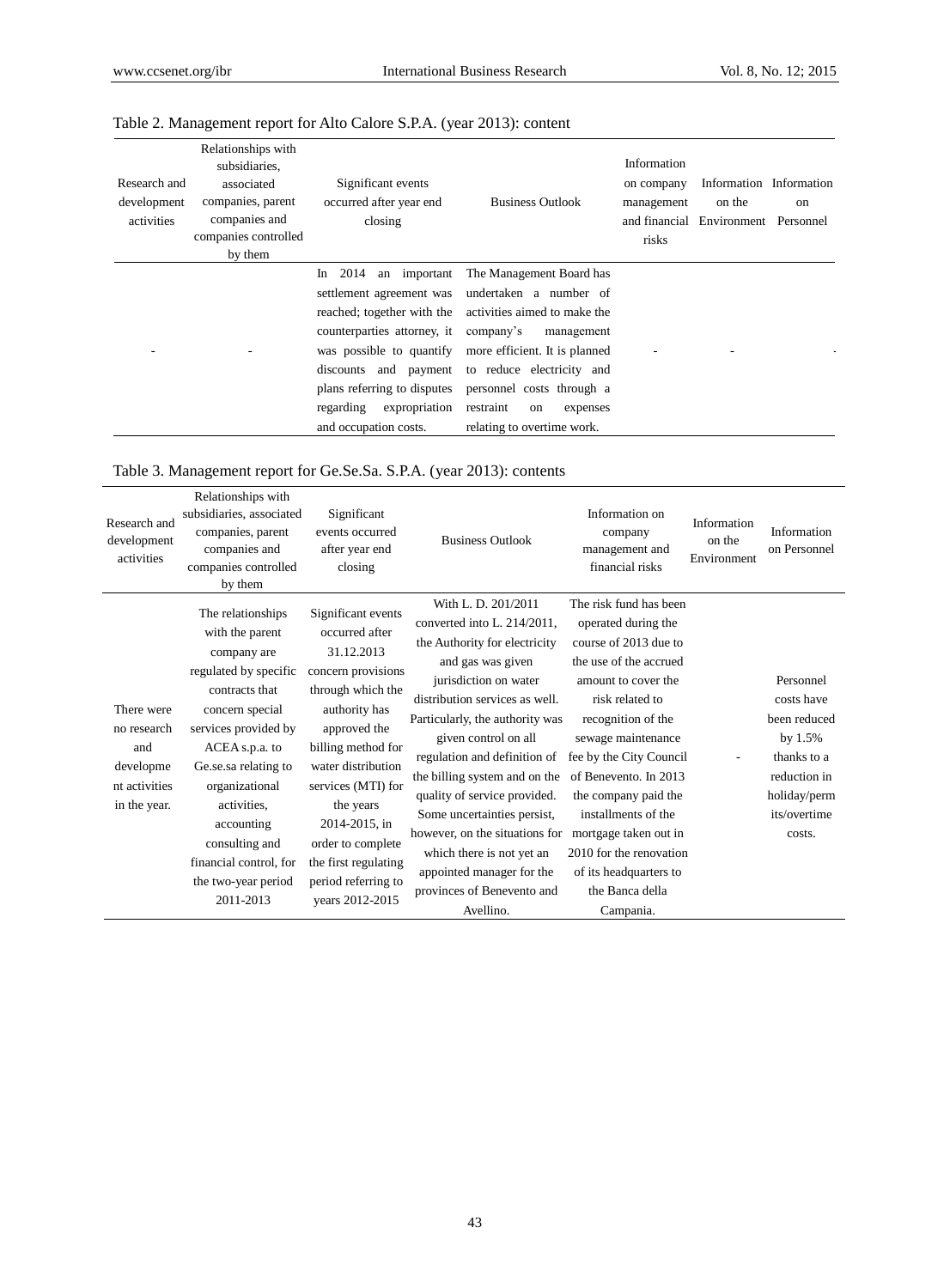Table 2. Management report for Alto Calore S.P.A. (year 2013): content

| Research and development activities | Relationships with subsidiaries, associated companies, parent companies and companies controlled by them | Significant events occurred after year end closing | Business Outlook | Information on company management and financial risks | Information on the Environment | Information on Personnel |
|---|---|---|---|---|---|---|
| - | - | In 2014 an important settlement agreement was reached; together with the counterparties attorney, it was possible to quantify discounts and payment plans referring to disputes regarding expropriation and occupation costs. | The Management Board has undertaken a number of activities aimed to make the company's management more efficient. It is planned to reduce electricity and personnel costs through a restraint on expenses relating to overtime work. | - | - | - |

Table 3. Management report for Ge.Se.Sa. S.P.A. (year 2013): contents

| Research and development activities | Relationships with subsidiaries, associated companies, parent companies and companies controlled by them | Significant events occurred after year end closing | Business Outlook | Information on company management and financial risks | Information on the Environment | Information on Personnel |
|---|---|---|---|---|---|---|
| There were no research and development activities in the year. | The relationships with the parent company are regulated by specific contracts that concern special services provided by ACEA s.p.a. to Ge.se.sa relating to organizational activities, accounting consulting and financial control, for the two-year period 2011-2013 | Significant events occurred after 31.12.2013 concern provisions through which the authority has approved the billing method for water distribution services (MTI) for the years 2014-2015, in order to complete the first regulating period referring to years 2012-2015 | With L. D. 201/2011 converted into L. 214/2011, the Authority for electricity and gas was given jurisdiction on water distribution services as well. Particularly, the authority was given control on all regulation and definition of the billing system and on the quality of service provided. Some uncertainties persist, however, on the situations for which there is not yet an appointed manager for the provinces of Benevento and Avellino. | The risk fund has been operated during the course of 2013 due to the use of the accrued amount to cover the risk related to recognition of the sewage maintenance fee by the City Council of Benevento. In 2013 the company paid the installments of the mortgage taken out in 2010 for the renovation of its headquarters to the Banca della Campania. | - | Personnel costs have been reduced by 1.5% thanks to a reduction in holiday/permits/overtime costs. |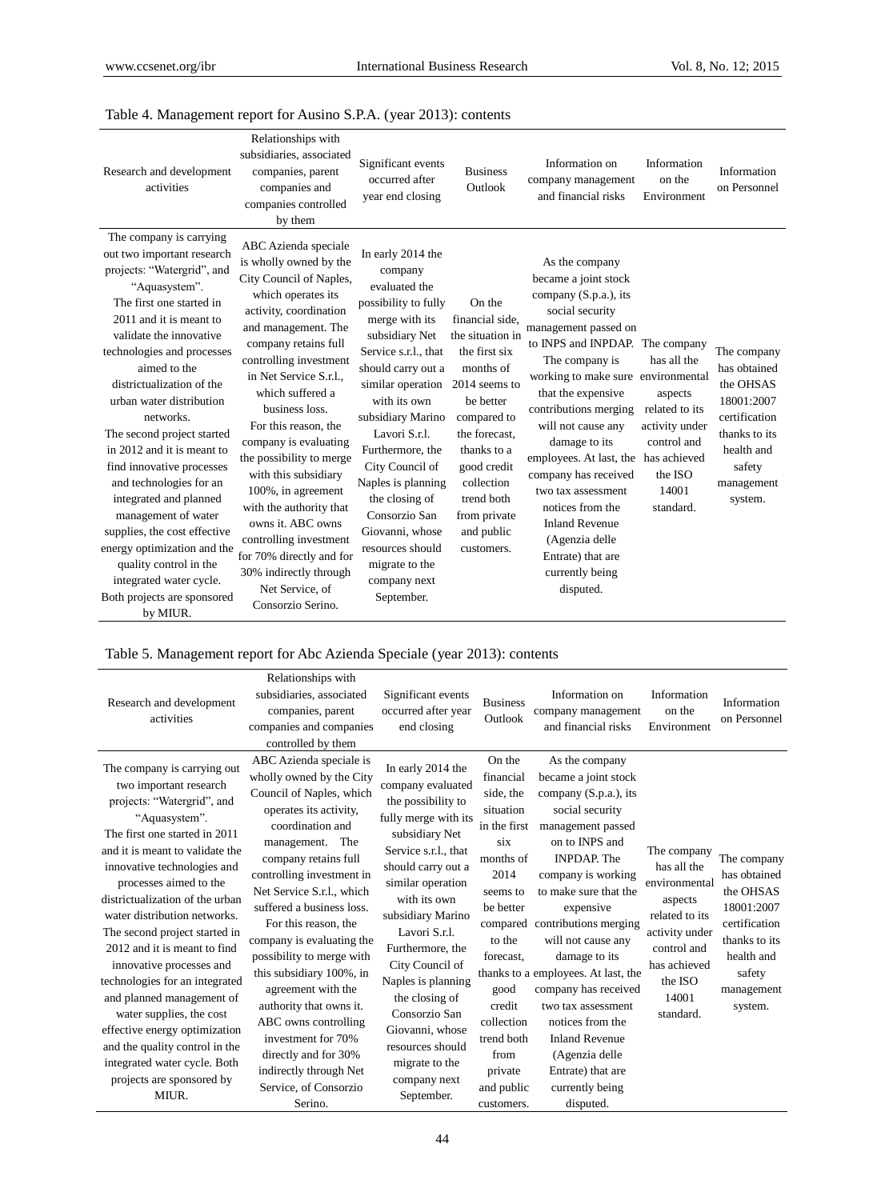Table 4. Management report for Ausino S.P.A. (year 2013): contents

| Research and development activities | Relationships with subsidiaries, associated companies, parent companies and companies controlled by them | Significant events occurred after year end closing | Business Outlook | Information on company management and financial risks | Information on the Environment | Information on Personnel |
|---|---|---|---|---|---|---|
| The company is carrying out two important research projects: "Watergrid", and "Aquasystem". The first one started in 2011 and it is meant to validate the innovative technologies and processes aimed to the districtualization of the urban water distribution networks. The second project started in 2012 and it is meant to find innovative processes and technologies for an integrated and planned management of water supplies, the cost effective energy optimization and the quality control in the integrated water cycle. Both projects are sponsored by MIUR. | ABC Azienda speciale is wholly owned by the City Council of Naples, which operates its activity, coordination and management. The company retains full controlling investment in Net Service S.r.l., which suffered a business loss. For this reason, the company is evaluating the possibility to merge with this subsidiary 100%, in agreement with the authority that owns it. ABC owns controlling investment for 70% directly and for 30% indirectly through Net Service, of Consorzio Serino. | In early 2014 the company evaluated the possibility to fully merge with its subsidiary Net Service s.r.l., that should carry out a similar operation with its own subsidiary Marino Lavori S.r.l. Furthermore, the City Council of Naples is planning the closing of Consorzio San Giovanni, whose resources should migrate to the company next September. | On the financial side, the situation in the first six months of 2014 seems to be better compared to the forecast, thanks to a good credit collection trend both from private and public customers. | As the company became a joint stock company (S.p.a.), its social security management passed on to INPS and INPDAP. The company is working to make sure that the expensive contributions merging will not cause any damage to its employees. At last, the company has received two tax assessment notices from the Inland Revenue (Agenzia delle Entrate) that are currently being disputed. | The company has all the environmental aspects related to its activity under control and has achieved the ISO 14001 standard. | The company has obtained the OHSAS 18001:2007 certification thanks to its health and safety management system. |

Table 5. Management report for Abc Azienda Speciale (year 2013): contents

| Research and development activities | Relationships with subsidiaries, associated companies, parent companies and companies controlled by them | Significant events occurred after year end closing | Business Outlook | Information on company management and financial risks | Information on the Environment | Information on Personnel |
|---|---|---|---|---|---|---|
| The company is carrying out two important research projects: "Watergrid", and "Aquasystem". The first one started in 2011 and it is meant to validate the innovative technologies and processes aimed to the districtualization of the urban water distribution networks. The second project started in 2012 and it is meant to find innovative processes and technologies for an integrated and planned management of water supplies, the cost effective energy optimization and the quality control in the integrated water cycle. Both projects are sponsored by MIUR. | ABC Azienda speciale is wholly owned by the City Council of Naples, which operates its activity, coordination and management. The company retains full controlling investment in Net Service S.r.l., which suffered a business loss. For this reason, the company is evaluating the possibility to merge with this subsidiary 100%, in agreement with the authority that owns it. ABC owns controlling investment for 70% directly and for 30% indirectly through Net Service, of Consorzio Serino. | In early 2014 the company evaluated the possibility to fully merge with its subsidiary Net Service s.r.l., that should carry out a similar operation with its own subsidiary Marino Lavori S.r.l. Furthermore, the City Council of Naples is planning the closing of Consorzio San Giovanni, whose resources should migrate to the company next September. | On the financial side, the situation in the first six months of 2014 seems to be better compared to the forecast, thanks to a good credit collection trend both from private and public customers. | As the company became a joint stock company (S.p.a.), its social security management passed on to INPS and INPDAP. The company is working to make sure that the expensive contributions merging will not cause any damage to its employees. At last, the company has received two tax assessment notices from the Inland Revenue (Agenzia delle Entrate) that are currently being disputed. | The company has all the environmental aspects related to its activity under control and has achieved the ISO 14001 standard. | The company has obtained the OHSAS 18001:2007 certification thanks to its health and safety management system. |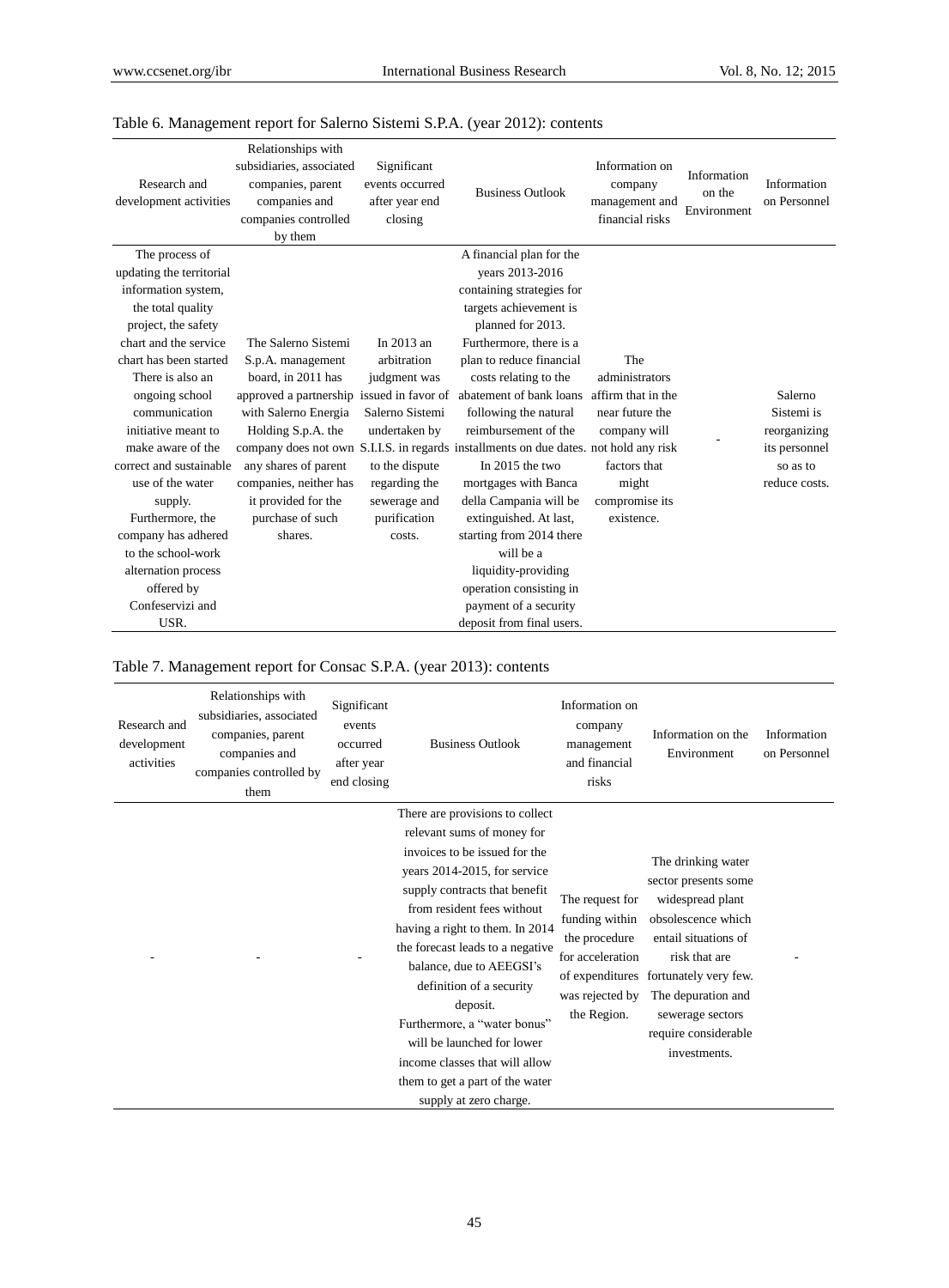Table 6. Management report for Salerno Sistemi S.P.A. (year 2012): contents

| Research and development activities | Relationships with subsidiaries, associated companies, parent companies and companies controlled by them | Significant events occurred after year end closing | Business Outlook | Information on company management and financial risks | Information on the Environment | Information on Personnel |
|---|---|---|---|---|---|---|
| The process of updating the territorial information system, the total quality project, the safety chart and the service chart has been started There is also an ongoing school communication initiative meant to make aware of the correct and sustainable use of the water supply. Furthermore, the company has adhered to the school-work alternation process offered by Confeservizi and USR. | The Salerno Sistemi S.p.A. management board, in 2011 has approved a partnership with Salerno Energia Holding S.p.A. the company does not own any shares of parent companies, neither has it provided for the purchase of such shares. | In 2013 an arbitration judgment was issued in favor of Salerno Sistemi undertaken by S.I.I.S. in regards to the dispute regarding the sewerage and purification costs. | A financial plan for the years 2013-2016 containing strategies for targets achievement is planned for 2013. Furthermore, there is a plan to reduce financial costs relating to the abatement of bank loans following the natural reimbursement of the installments on due dates. In 2015 the two mortgages with Banca della Campania will be extinguished. At last, starting from 2014 there will be a liquidity-providing operation consisting in payment of a security deposit from final users. | The administrators affirm that in the near future the company will not hold any risk factors that might compromise its existence. | - | Salerno Sistemi is reorganizing its personnel so as to reduce costs. |

Table 7. Management report for Consac S.P.A. (year 2013): contents

| Research and development activities | Relationships with subsidiaries, associated companies, parent companies and companies controlled by them | Significant events occurred after year end closing | Business Outlook | Information on company management and financial risks | Information on the Environment | Information on Personnel |
|---|---|---|---|---|---|---|
| - | - | - | There are provisions to collect relevant sums of money for invoices to be issued for the years 2014-2015, for service supply contracts that benefit from resident fees without having a right to them. In 2014 the forecast leads to a negative balance, due to AEEGSI's definition of a security deposit. Furthermore, a "water bonus" will be launched for lower income classes that will allow them to get a part of the water supply at zero charge. | The request for funding within the procedure for acceleration of expenditures was rejected by the Region. | The drinking water sector presents some widespread plant obsolescence which entail situations of risk that are fortunately very few. The depuration and sewerage sectors require considerable investments. | - |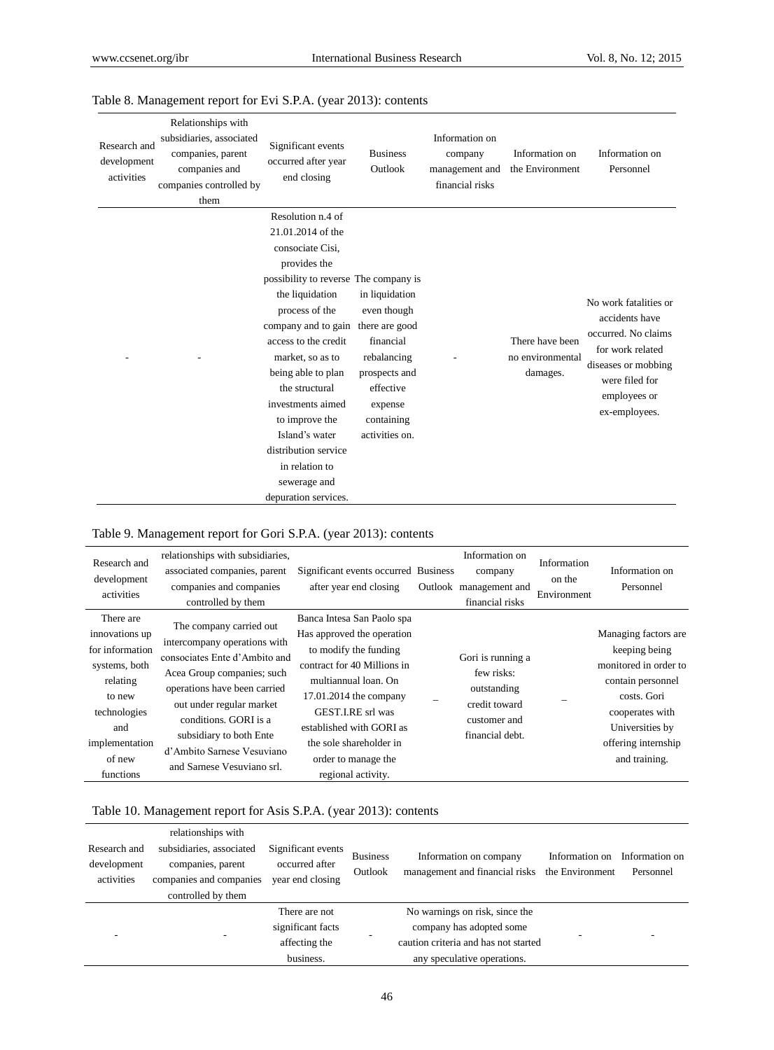Table 8. Management report for Evi S.P.A. (year 2013): contents

| Research and development activities | Relationships with subsidiaries, associated companies, parent companies and companies controlled by them | Significant events occurred after year end closing | Business Outlook | Information on company management and financial risks | Information on the Environment | Information on Personnel |
|---|---|---|---|---|---|---|
| - | - | Resolution n.4 of 21.01.2014 of the consociate Cisi, provides the possibility to reverse the liquidation process of the company and to gain access to the credit market, so as to being able to plan the structural investments aimed to improve the Island's water distribution service in relation to sewerage and depuration services. | The company is in liquidation even though there are good financial rebalancing prospects and effective expense containing activities on. | - | There have been no environmental damages. | No work fatalities or accidents have occurred. No claims for work related diseases or mobbing were filed for employees or ex-employees. |

Table 9. Management report for Gori S.P.A. (year 2013): contents

| Research and development activities | relationships with subsidiaries, associated companies, parent companies and companies controlled by them | Significant events occurred after year end closing | Business Outlook | Information on company management and financial risks | Information on the Environment | Information on Personnel |
|---|---|---|---|---|---|---|
| There are innovations up for information systems, both relating to new technologies and implementation of new functions | The company carried out intercompany operations with consociates Ente d'Ambito and Acea Group companies; such operations have been carried out under regular market conditions. GORI is a subsidiary to both Ente d'Ambito Sarnese Vesuviano and Sarnese Vesuviano srl. | Banca Intesa San Paolo spa Has approved the operation to modify the funding contract for 40 Millions in multiannual loan. On 17.01.2014 the company GEST.I.RE srl was established with GORI as the sole shareholder in order to manage the regional activity. | – | Gori is running a few risks: outstanding credit toward customer and financial debt. | – | Managing factors are keeping being monitored in order to contain personnel costs. Gori cooperates with Universities by offering internship and training. |

Table 10. Management report for Asis S.P.A. (year 2013): contents

| Research and development activities | relationships with subsidiaries, associated companies, parent companies and companies controlled by them | Significant events occurred after year end closing | Business Outlook | Information on company management and financial risks | Information on the Environment | Information on Personnel |
|---|---|---|---|---|---|---|
| - | - | There are not significant facts affecting the business. | - | No warnings on risk, since the company has adopted some caution criteria and has not started any speculative operations. | - | - |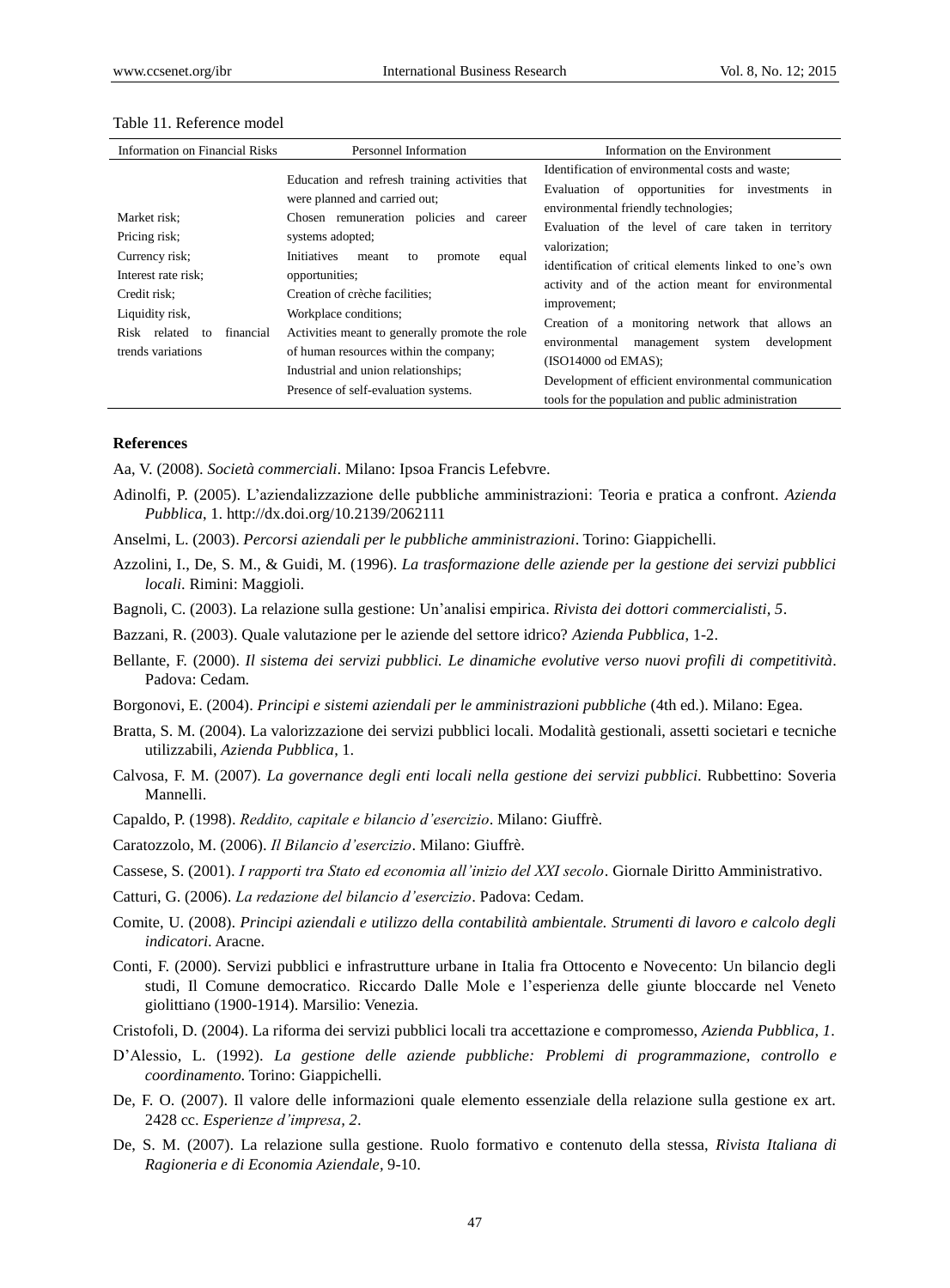Table 11. Reference model

| Information on Financial Risks | Personnel Information | Information on the Environment |
|---|---|---|
| Market risk;<br>Pricing risk;<br>Currency risk;<br>Interest rate risk;<br>Credit risk;<br>Liquidity risk,<br>Risk related to financial trends variations | Education and refresh training activities that were planned and carried out;<br>Chosen remuneration policies and career systems adopted;<br>Initiatives meant to promote equal opportunities;<br>Creation of crèche facilities;<br>Workplace conditions;<br>Activities meant to generally promote the role of human resources within the company;<br>Industrial and union relationships;<br>Presence of self-evaluation systems. | Identification of environmental costs and waste;<br>Evaluation of opportunities for investments in environmental friendly technologies;<br>Evaluation of the level of care taken in territory valorization;<br>identification of critical elements linked to one's own activity and of the action meant for environmental improvement;<br>Creation of a monitoring network that allows an environmental management system development (ISO14000 od EMAS);<br>Development of efficient environmental communication tools for the population and public administration |

**References**

Aa, V. (2008). *Società commerciali*. Milano: Ipsoa Francis Lefebvre.

Adinolfi, P. (2005). L'aziendalizzazione delle pubbliche amministrazioni: Teoria e pratica a confront. *Azienda Pubblica*, 1. http://dx.doi.org/10.2139/2062111

Anselmi, L. (2003). *Percorsi aziendali per le pubbliche amministrazioni*. Torino: Giappichelli.

Azzolini, I., De, S. M., & Guidi, M. (1996). *La trasformazione delle aziende per la gestione dei servizi pubblici locali.* Rimini: Maggioli.

Bagnoli, C. (2003). La relazione sulla gestione: Un'analisi empirica. *Rivista dei dottori commercialisti*, *5*.

Bazzani, R. (2003). Quale valutazione per le aziende del settore idrico? *Azienda Pubblica,* 1-2.

Bellante, F. (2000). *Il sistema dei servizi pubblici. Le dinamiche evolutive verso nuovi profili di competitività*. Padova: Cedam.

Borgonovi, E. (2004). *Principi e sistemi aziendali per le amministrazioni pubbliche* (4th ed.). Milano: Egea.

Bratta, S. M. (2004). La valorizzazione dei servizi pubblici locali. Modalità gestionali, assetti societari e tecniche utilizzabili, *Azienda Pubblica,* 1.

Calvosa, F. M. (2007). *La governance degli enti locali nella gestione dei servizi pubblici.* Rubbettino: Soveria Mannelli.

Capaldo, P. (1998). *Reddito, capitale e bilancio d'esercizio*. Milano: Giuffrè.

Caratozzolo, M. (2006). *Il Bilancio d'esercizio*. Milano: Giuffrè.

Cassese, S. (2001). *I rapporti tra Stato ed economia all'inizio del XXI secolo*. Giornale Diritto Amministrativo.

Catturi, G. (2006). *La redazione del bilancio d'esercizio*. Padova: Cedam.

Comite, U. (2008). *Principi aziendali e utilizzo della contabilità ambientale. Strumenti di lavoro e calcolo degli indicatori.* Aracne.

Conti, F. (2000). Servizi pubblici e infrastrutture urbane in Italia fra Ottocento e Novecento: Un bilancio degli studi, Il Comune democratico. Riccardo Dalle Mole e l'esperienza delle giunte bloccarde nel Veneto giolittiano (1900-1914). Marsilio: Venezia.

Cristofoli, D. (2004). La riforma dei servizi pubblici locali tra accettazione e compromesso, *Azienda Pubblica, 1*.

D'Alessio, L. (1992). *La gestione delle aziende pubbliche: Problemi di programmazione, controllo e coordinamento.* Torino: Giappichelli.

De, F. O. (2007). Il valore delle informazioni quale elemento essenziale della relazione sulla gestione ex art. 2428 cc. *Esperienze d'impresa, 2*.

De, S. M. (2007). La relazione sulla gestione. Ruolo formativo e contenuto della stessa, *Rivista Italiana di Ragioneria e di Economia Aziendale,* 9-10.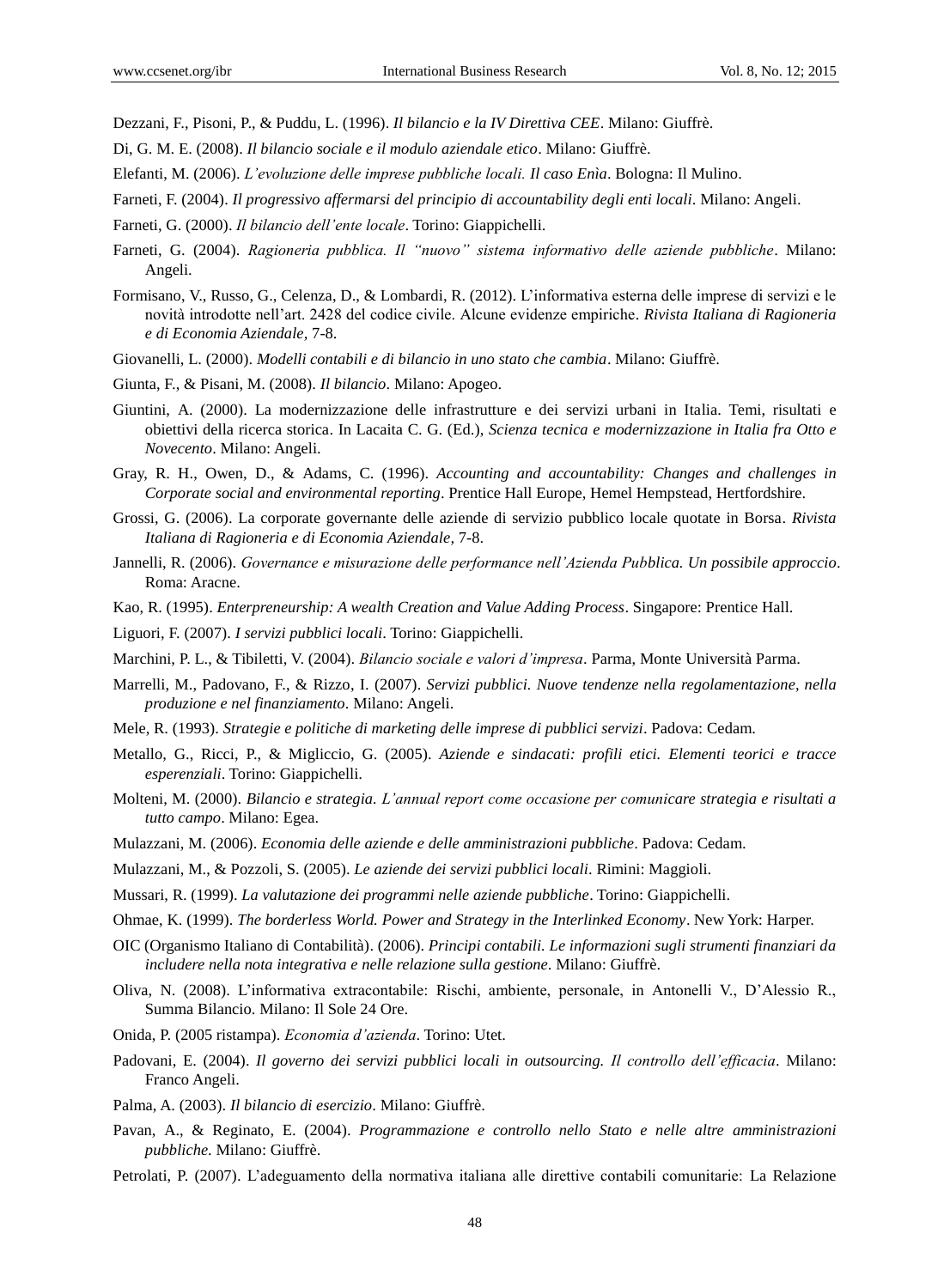Dezzani, F., Pisoni, P., & Puddu, L. (1996). *Il bilancio e la IV Direttiva CEE*. Milano: Giuffrè.

Di, G. M. E. (2008). *Il bilancio sociale e il modulo aziendale etico*. Milano: Giuffrè.

Elefanti, M. (2006). *L'evoluzione delle imprese pubbliche locali. Il caso Enìa*. Bologna: Il Mulino.

Farneti, F. (2004). *Il progressivo affermarsi del principio di accountability degli enti locali*. Milano: Angeli.

Farneti, G. (2000). *Il bilancio dell'ente locale*. Torino: Giappichelli.

Farneti, G. (2004). *Ragioneria pubblica. Il "nuovo" sistema informativo delle aziende pubbliche*. Milano: Angeli.

Formisano, V., Russo, G., Celenza, D., & Lombardi, R. (2012). L'informativa esterna delle imprese di servizi e le novità introdotte nell'art. 2428 del codice civile. Alcune evidenze empiriche. *Rivista Italiana di Ragioneria e di Economia Aziendale,* 7-8.

Giovanelli, L. (2000). *Modelli contabili e di bilancio in uno stato che cambia*. Milano: Giuffrè.

Giunta, F., & Pisani, M. (2008). *Il bilancio*. Milano: Apogeo.

Giuntini, A. (2000). La modernizzazione delle infrastrutture e dei servizi urbani in Italia. Temi, risultati e obiettivi della ricerca storica. In Lacaita C. G. (Ed.), *Scienza tecnica e modernizzazione in Italia fra Otto e Novecento*. Milano: Angeli.

Gray, R. H., Owen, D., & Adams, C. (1996). *Accounting and accountability: Changes and challenges in Corporate social and environmental reporting*. Prentice Hall Europe, Hemel Hempstead, Hertfordshire.

Grossi, G. (2006). La corporate governante delle aziende di servizio pubblico locale quotate in Borsa. *Rivista Italiana di Ragioneria e di Economia Aziendale,* 7-8.

Jannelli, R. (2006). *Governance e misurazione delle performance nell'Azienda Pubblica. Un possibile approccio*. Roma: Aracne.

Kao, R. (1995). *Enterpreneurship: A wealth Creation and Value Adding Process*. Singapore: Prentice Hall.

Liguori, F. (2007). *I servizi pubblici locali*. Torino: Giappichelli.

Marchini, P. L., & Tibiletti, V. (2004). *Bilancio sociale e valori d'impresa*. Parma, Monte Università Parma.

Marrelli, M., Padovano, F., & Rizzo, I. (2007). *Servizi pubblici. Nuove tendenze nella regolamentazione, nella produzione e nel finanziamento*. Milano: Angeli.

Mele, R. (1993). *Strategie e politiche di marketing delle imprese di pubblici servizi*. Padova: Cedam.

Metallo, G., Ricci, P., & Migliccio, G. (2005). *Aziende e sindacati: profili etici. Elementi teorici e tracce esperenziali*. Torino: Giappichelli.

Molteni, M. (2000). *Bilancio e strategia. L'annual report come occasione per comunicare strategia e risultati a tutto campo*. Milano: Egea.

Mulazzani, M. (2006). *Economia delle aziende e delle amministrazioni pubbliche*. Padova: Cedam.

Mulazzani, M., & Pozzoli, S. (2005). *Le aziende dei servizi pubblici locali*. Rimini: Maggioli.

Mussari, R. (1999). *La valutazione dei programmi nelle aziende pubbliche*. Torino: Giappichelli.

Ohmae, K. (1999). *The borderless World. Power and Strategy in the Interlinked Economy*. New York: Harper.

OIC (Organismo Italiano di Contabilità). (2006). *Principi contabili. Le informazioni sugli strumenti finanziari da includere nella nota integrativa e nelle relazione sulla gestione*. Milano: Giuffrè.

Oliva, N. (2008). L'informativa extracontabile: Rischi, ambiente, personale, in Antonelli V., D'Alessio R., Summa Bilancio. Milano: Il Sole 24 Ore.

Onida, P. (2005 ristampa). *Economia d'azienda*. Torino: Utet.

Padovani, E. (2004). *Il governo dei servizi pubblici locali in outsourcing. Il controllo dell'efficacia*. Milano: Franco Angeli.

Palma, A. (2003). *Il bilancio di esercizio*. Milano: Giuffrè.

Pavan, A., & Reginato, E. (2004). *Programmazione e controllo nello Stato e nelle altre amministrazioni pubbliche.* Milano: Giuffrè.

Petrolati, P. (2007). L'adeguamento della normativa italiana alle direttive contabili comunitarie: La Relazione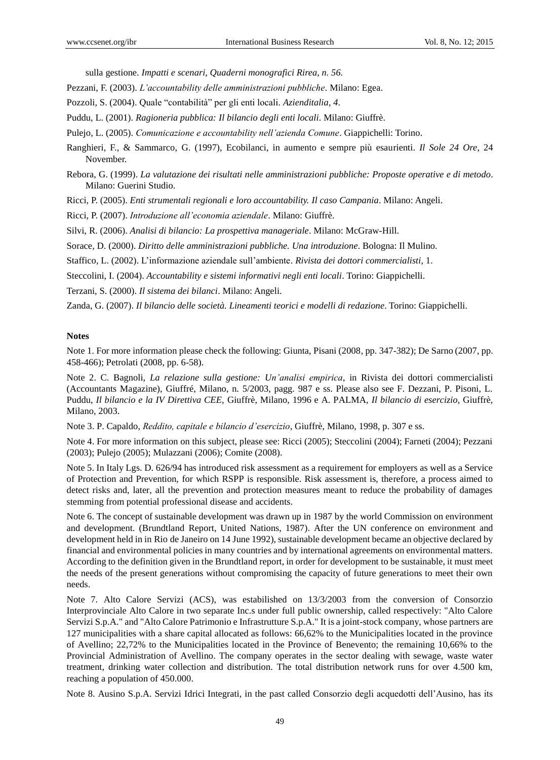sulla gestione. *Impatti e scenari, Quaderni monografici Rirea, n. 56.*

Pezzani, F. (2003). *L'accountability delle amministrazioni pubbliche*. Milano: Egea.

Pozzoli, S. (2004). Quale "contabilità" per gli enti locali. *Azienditalia, 4*.

Puddu, L. (2001). *Ragioneria pubblica: Il bilancio degli enti locali*. Milano: Giuffrè.

Pulejo, L. (2005). *Comunicazione e accountability nell'azienda Comune*. Giappichelli: Torino.

Ranghieri, F., & Sammarco, G. (1997), Ecobilanci, in aumento e sempre più esaurienti. *Il Sole 24 Ore*, 24 November.

Rebora, G. (1999). *La valutazione dei risultati nelle amministrazioni pubbliche: Proposte operative e di metodo*. Milano: Guerini Studio.

Ricci, P. (2005). *Enti strumentali regionali e loro accountability. Il caso Campania*. Milano: Angeli.

Ricci, P. (2007). *Introduzione all'economia aziendale*. Milano: Giuffrè.

Silvi, R. (2006). *Analisi di bilancio: La prospettiva manageriale*. Milano: McGraw-Hill.

Sorace, D. (2000). *Diritto delle amministrazioni pubbliche. Una introduzione*. Bologna: Il Mulino.

Staffico, L. (2002). L'informazione aziendale sull'ambiente. *Rivista dei dottori commercialisti*, 1.

Steccolini, I. (2004). *Accountability e sistemi informativi negli enti locali*. Torino: Giappichelli.

Terzani, S. (2000). *Il sistema dei bilanci*. Milano: Angeli.

Zanda, G. (2007). *Il bilancio delle società. Lineamenti teorici e modelli di redazione*. Torino: Giappichelli.

**Notes**

Note 1. For more information please check the following: Giunta, Pisani (2008, pp. 347-382); De Sarno (2007, pp. 458-466); Petrolati (2008, pp. 6-58).

Note 2. C. Bagnoli, *La relazione sulla gestione: Un'analisi empirica*, in Rivista dei dottori commercialisti (Accountants Magazine), Giuffré, Milano, n. 5/2003, pagg. 987 e ss. Please also see F. Dezzani, P. Pisoni, L. Puddu, *Il bilancio e la IV Direttiva CEE*, Giuffrè, Milano, 1996 e A. PALMA, *Il bilancio di esercizio*, Giuffrè, Milano, 2003.

Note 3. P. Capaldo, *Reddito, capitale e bilancio d'esercizio*, Giuffrè, Milano, 1998, p. 307 e ss.

Note 4. For more information on this subject, please see: Ricci (2005); Steccolini (2004); Farneti (2004); Pezzani (2003); Pulejo (2005); Mulazzani (2006); Comite (2008).

Note 5. In Italy Lgs. D. 626/94 has introduced risk assessment as a requirement for employers as well as a Service of Protection and Prevention, for which RSPP is responsible. Risk assessment is, therefore, a process aimed to detect risks and, later, all the prevention and protection measures meant to reduce the probability of damages stemming from potential professional disease and accidents.

Note 6. The concept of sustainable development was drawn up in 1987 by the world Commission on environment and development. (Brundtland Report, United Nations, 1987). After the UN conference on environment and development held in in Rio de Janeiro on 14 June 1992), sustainable development became an objective declared by financial and environmental policies in many countries and by international agreements on environmental matters. According to the definition given in the Brundtland report, in order for development to be sustainable, it must meet the needs of the present generations without compromising the capacity of future generations to meet their own needs.

Note 7. Alto Calore Servizi (ACS), was estabilished on 13/3/2003 from the conversion of Consorzio Interprovinciale Alto Calore in two separate Inc.s under full public ownership, called respectively: "Alto Calore Servizi S.p.A." and "Alto Calore Patrimonio e Infrastrutture S.p.A." It is a joint-stock company, whose partners are 127 municipalities with a share capital allocated as follows: 66,62% to the Municipalities located in the province of Avellino; 22,72% to the Municipalities located in the Province of Benevento; the remaining 10,66% to the Provincial Administration of Avellino. The company operates in the sector dealing with sewage, waste water treatment, drinking water collection and distribution. The total distribution network runs for over 4.500 km, reaching a population of 450.000.

Note 8. Ausino S.p.A. Servizi Idrici Integrati, in the past called Consorzio degli acquedotti dell'Ausino, has its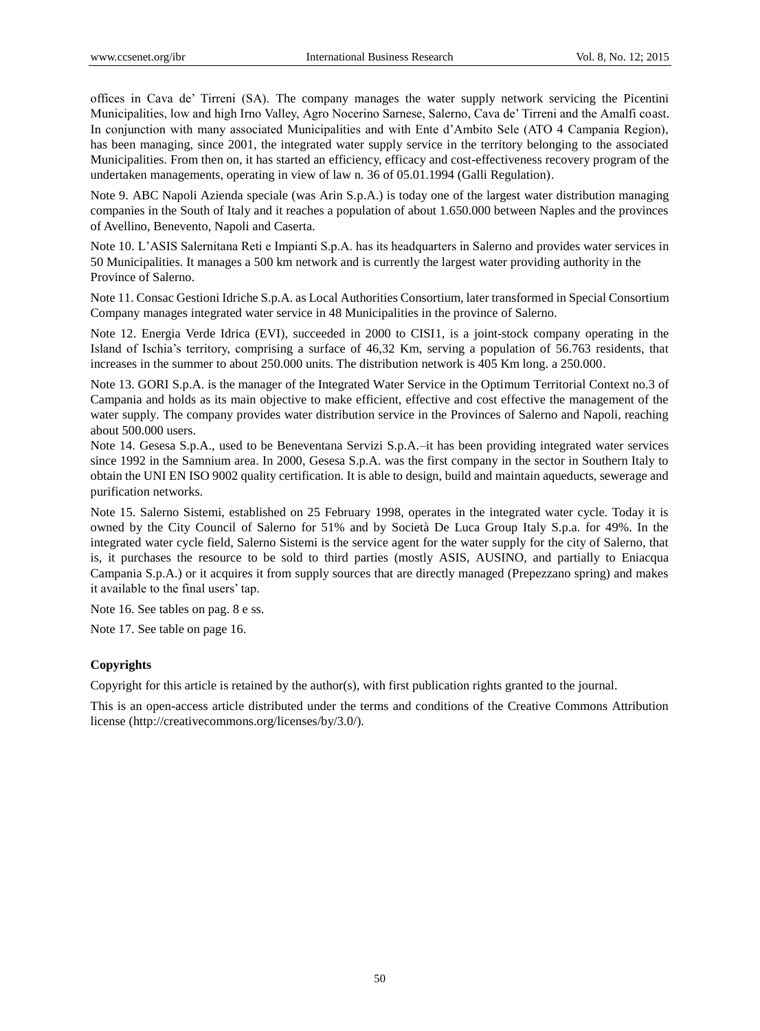offices in Cava de' Tirreni (SA). The company manages the water supply network servicing the Picentini Municipalities, low and high Irno Valley, Agro Nocerino Sarnese, Salerno, Cava de' Tirreni and the Amalfi coast. In conjunction with many associated Municipalities and with Ente d'Ambito Sele (ATO 4 Campania Region), has been managing, since 2001, the integrated water supply service in the territory belonging to the associated Municipalities. From then on, it has started an efficiency, efficacy and cost-effectiveness recovery program of the undertaken managements, operating in view of law n. 36 of 05.01.1994 (Galli Regulation).

Note 9. ABC Napoli Azienda speciale (was Arin S.p.A.) is today one of the largest water distribution managing companies in the South of Italy and it reaches a population of about 1.650.000 between Naples and the provinces of Avellino, Benevento, Napoli and Caserta.

Note 10. L'ASIS Salernitana Reti e Impianti S.p.A. has its headquarters in Salerno and provides water services in 50 Municipalities. It manages a 500 km network and is currently the largest water providing authority in the Province of Salerno.

Note 11. Consac Gestioni Idriche S.p.A. as Local Authorities Consortium, later transformed in Special Consortium Company manages integrated water service in 48 Municipalities in the province of Salerno.

Note 12. Energia Verde Idrica (EVI), succeeded in 2000 to CISI1, is a joint-stock company operating in the Island of Ischia's territory, comprising a surface of 46,32 Km, serving a population of 56.763 residents, that increases in the summer to about 250.000 units. The distribution network is 405 Km long. a 250.000.

Note 13. GORI S.p.A. is the manager of the Integrated Water Service in the Optimum Territorial Context no.3 of Campania and holds as its main objective to make efficient, effective and cost effective the management of the water supply. The company provides water distribution service in the Provinces of Salerno and Napoli, reaching about 500.000 users.

Note 14. Gesesa S.p.A., used to be Beneventana Servizi S.p.A.–it has been providing integrated water services since 1992 in the Samnium area. In 2000, Gesesa S.p.A. was the first company in the sector in Southern Italy to obtain the UNI EN ISO 9002 quality certification. It is able to design, build and maintain aqueducts, sewerage and purification networks.

Note 15. Salerno Sistemi, established on 25 February 1998, operates in the integrated water cycle. Today it is owned by the City Council of Salerno for 51% and by Società De Luca Group Italy S.p.a. for 49%. In the integrated water cycle field, Salerno Sistemi is the service agent for the water supply for the city of Salerno, that is, it purchases the resource to be sold to third parties (mostly ASIS, AUSINO, and partially to Eniacqua Campania S.p.A.) or it acquires it from supply sources that are directly managed (Prepezzano spring) and makes it available to the final users' tap.

Note 16. See tables on pag. 8 e ss.

Note 17. See table on page 16.

## Copyrights

Copyright for this article is retained by the author(s), with first publication rights granted to the journal.

This is an open-access article distributed under the terms and conditions of the Creative Commons Attribution license (http://creativecommons.org/licenses/by/3.0/).